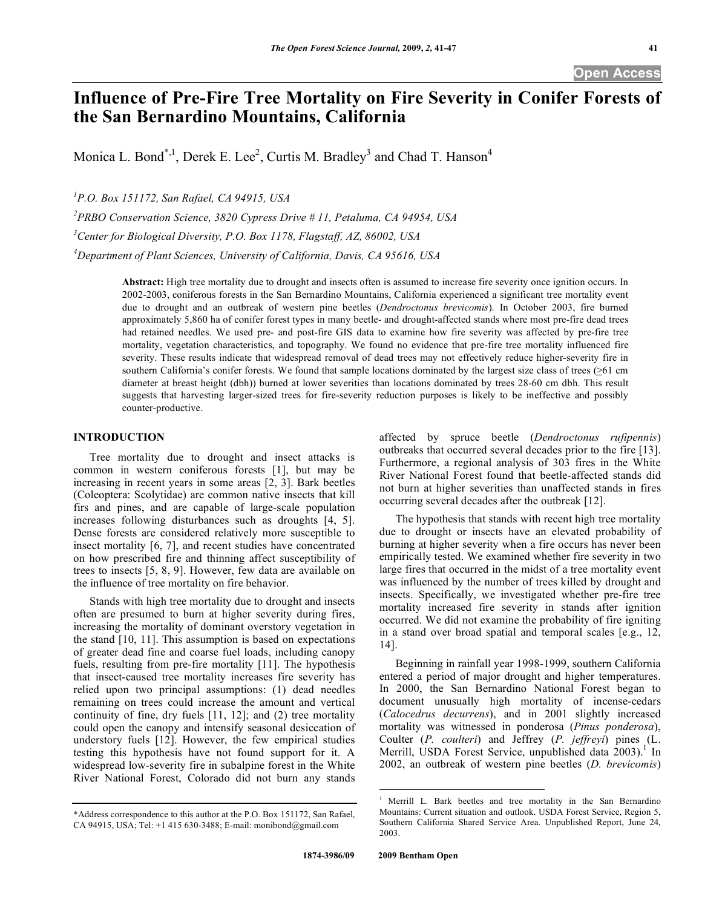Open Access

# Influence of Pre-Fire Tree Mortality on Fire Severity in Conifer Forests of the San Bernardino Mountains, California

Monica L. Bond[*,1], Derek E. Lee[2], Curtis M. Bradley[3] and Chad T. Hanson[4]

[1]P.O. Box 151172, San Rafael, CA 94915, USA

[2]PRBO Conservation Science, 3820 Cypress Drive # 11, Petaluma, CA 94954, USA

[3]Center for Biological Diversity, P.O. Box 1178, Flagstaff, AZ, 86002, USA

[4]Department of Plant Sciences, University of California, Davis, CA 95616, USA

**Abstract:** High tree mortality due to drought and insects often is assumed to increase fire severity once ignition occurs. In 2002-2003, coniferous forests in the San Bernardino Mountains, California experienced a significant tree mortality event due to drought and an outbreak of western pine beetles (*Dendroctonus brevicomis*). In October 2003, fire burned approximately 5,860 ha of conifer forest types in many beetle- and drought-affected stands where most pre-fire dead trees had retained needles. We used pre- and post-fire GIS data to examine how fire severity was affected by pre-fire tree mortality, vegetation characteristics, and topography. We found no evidence that pre-fire tree mortality influenced fire severity. These results indicate that widespread removal of dead trees may not effectively reduce higher-severity fire in southern California's conifer forests. We found that sample locations dominated by the largest size class of trees (≥61 cm diameter at breast height (dbh)) burned at lower severities than locations dominated by trees 28-60 cm dbh. This result suggests that harvesting larger-sized trees for fire-severity reduction purposes is likely to be ineffective and possibly counter-productive.

## INTRODUCTION

Tree mortality due to drought and insect attacks is common in western coniferous forests [1], but may be increasing in recent years in some areas [2, 3]. Bark beetles (Coleoptera: Scolytidae) are common native insects that kill firs and pines, and are capable of large-scale population increases following disturbances such as droughts [4, 5]. Dense forests are considered relatively more susceptible to insect mortality [6, 7], and recent studies have concentrated on how prescribed fire and thinning affect susceptibility of trees to insects [5, 8, 9]. However, few data are available on the influence of tree mortality on fire behavior.

Stands with high tree mortality due to drought and insects often are presumed to burn at higher severity during fires, increasing the mortality of dominant overstory vegetation in the stand [10, 11]. This assumption is based on expectations of greater dead fine and coarse fuel loads, including canopy fuels, resulting from pre-fire mortality [11]. The hypothesis that insect-caused tree mortality increases fire severity has relied upon two principal assumptions: (1) dead needles remaining on trees could increase the amount and vertical continuity of fine, dry fuels [11, 12]; and (2) tree mortality could open the canopy and intensify seasonal desiccation of understory fuels [12]. However, the few empirical studies testing this hypothesis have not found support for it. A widespread low-severity fire in subalpine forest in the White River National Forest, Colorado did not burn any stands affected by spruce beetle (*Dendroctonus rufipennis*) outbreaks that occurred several decades prior to the fire [13]. Furthermore, a regional analysis of 303 fires in the White River National Forest found that beetle-affected stands did not burn at higher severities than unaffected stands in fires occurring several decades after the outbreak [12].

The hypothesis that stands with recent high tree mortality due to drought or insects have an elevated probability of burning at higher severity when a fire occurs has never been empirically tested. We examined whether fire severity in two large fires that occurred in the midst of a tree mortality event was influenced by the number of trees killed by drought and insects. Specifically, we investigated whether pre-fire tree mortality increased fire severity in stands after ignition occurred. We did not examine the probability of fire igniting in a stand over broad spatial and temporal scales [e.g., 12, 14].

Beginning in rainfall year 1998-1999, southern California entered a period of major drought and higher temperatures. In 2000, the San Bernardino National Forest began to document unusually high mortality of incense-cedars (*Calocedrus decurrens*), and in 2001 slightly increased mortality was witnessed in ponderosa (*Pinus ponderosa*), Coulter (*P. coulteri*) and Jeffrey (*P. jeffreyi*) pines (L. Merrill, USDA Forest Service, unpublished data 2003).[1] In 2002, an outbreak of western pine beetles (*D. brevicomis*)

*Address correspondence to this author at the P.O. Box 151172, San Rafael, CA 94915, USA; Tel: +1 415 630-3488; E-mail: monibond@gmail.com

[1] Merrill L. Bark beetles and tree mortality in the San Bernardino Mountains: Current situation and outlook. USDA Forest Service, Region 5, Southern California Shared Service Area. Unpublished Report, June 24, 2003.

1874-3986/09 2009 Bentham Open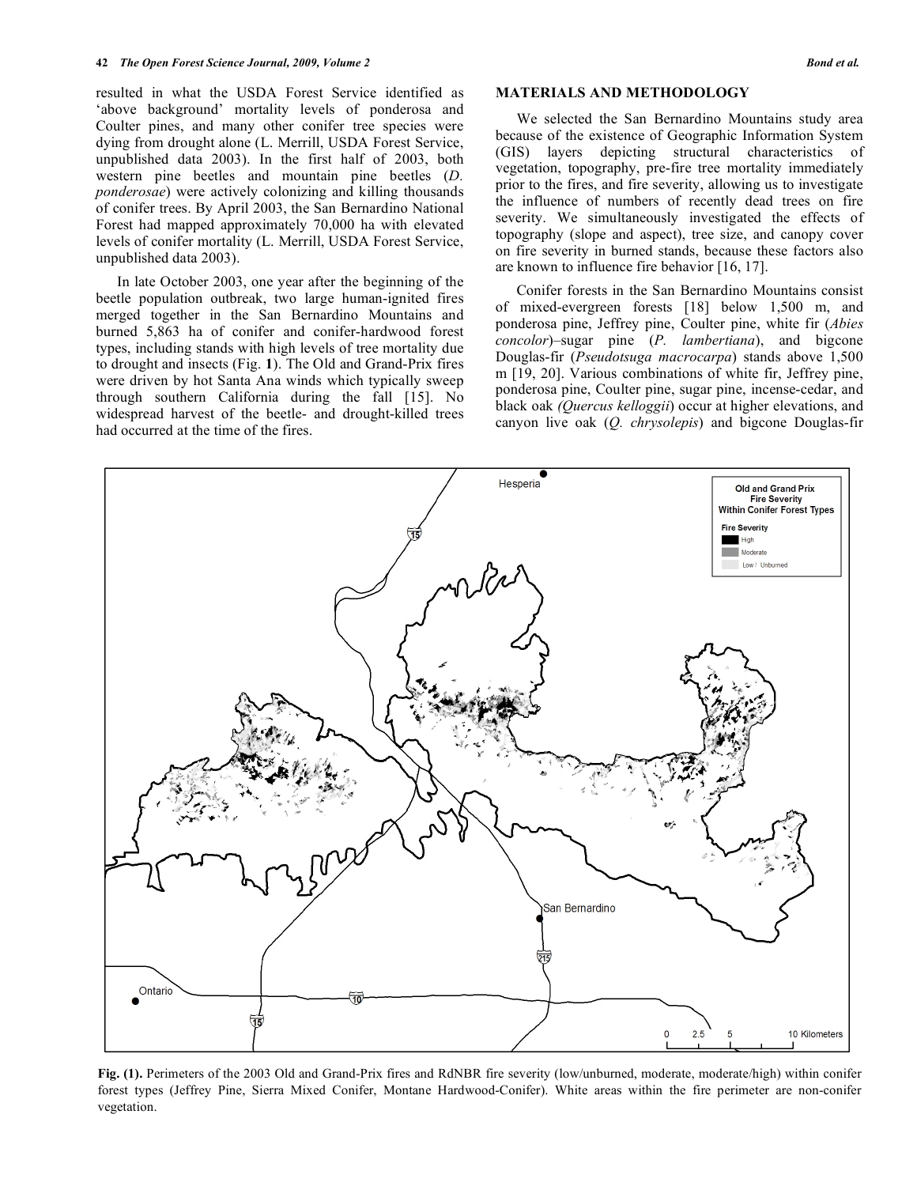resulted in what the USDA Forest Service identified as 'above background' mortality levels of ponderosa and Coulter pines, and many other conifer tree species were dying from drought alone (L. Merrill, USDA Forest Service, unpublished data 2003). In the first half of 2003, both western pine beetles and mountain pine beetles (*D. ponderosae*) were actively colonizing and killing thousands of conifer trees. By April 2003, the San Bernardino National Forest had mapped approximately 70,000 ha with elevated levels of conifer mortality (L. Merrill, USDA Forest Service, unpublished data 2003).

In late October 2003, one year after the beginning of the beetle population outbreak, two large human-ignited fires merged together in the San Bernardino Mountains and burned 5,863 ha of conifer and conifer-hardwood forest types, including stands with high levels of tree mortality due to drought and insects (Fig. **1**). The Old and Grand-Prix fires were driven by hot Santa Ana winds which typically sweep through southern California during the fall [15]. No widespread harvest of the beetle- and drought-killed trees had occurred at the time of the fires.

## MATERIALS AND METHODOLOGY

We selected the San Bernardino Mountains study area because of the existence of Geographic Information System (GIS) layers depicting structural characteristics of vegetation, topography, pre-fire tree mortality immediately prior to the fires, and fire severity, allowing us to investigate the influence of numbers of recently dead trees on fire severity. We simultaneously investigated the effects of topography (slope and aspect), tree size, and canopy cover on fire severity in burned stands, because these factors also are known to influence fire behavior [16, 17].

Conifer forests in the San Bernardino Mountains consist of mixed-evergreen forests [18] below 1,500 m, and ponderosa pine, Jeffrey pine, Coulter pine, white fir (*Abies concolor*)–sugar pine (*P. lambertiana*), and bigcone Douglas-fir (*Pseudotsuga macrocarpa*) stands above 1,500 m [19, 20]. Various combinations of white fir, Jeffrey pine, ponderosa pine, Coulter pine, sugar pine, incense-cedar, and black oak *(Quercus kelloggii*) occur at higher elevations, and canyon live oak (*Q. chrysolepis*) and bigcone Douglas-fir

**Fig. (1).** Perimeters of the 2003 Old and Grand-Prix fires and RdNBR fire severity (low/unburned, moderate, moderate/high) within conifer forest types (Jeffrey Pine, Sierra Mixed Conifer, Montane Hardwood-Conifer). White areas within the fire perimeter are non-conifer vegetation.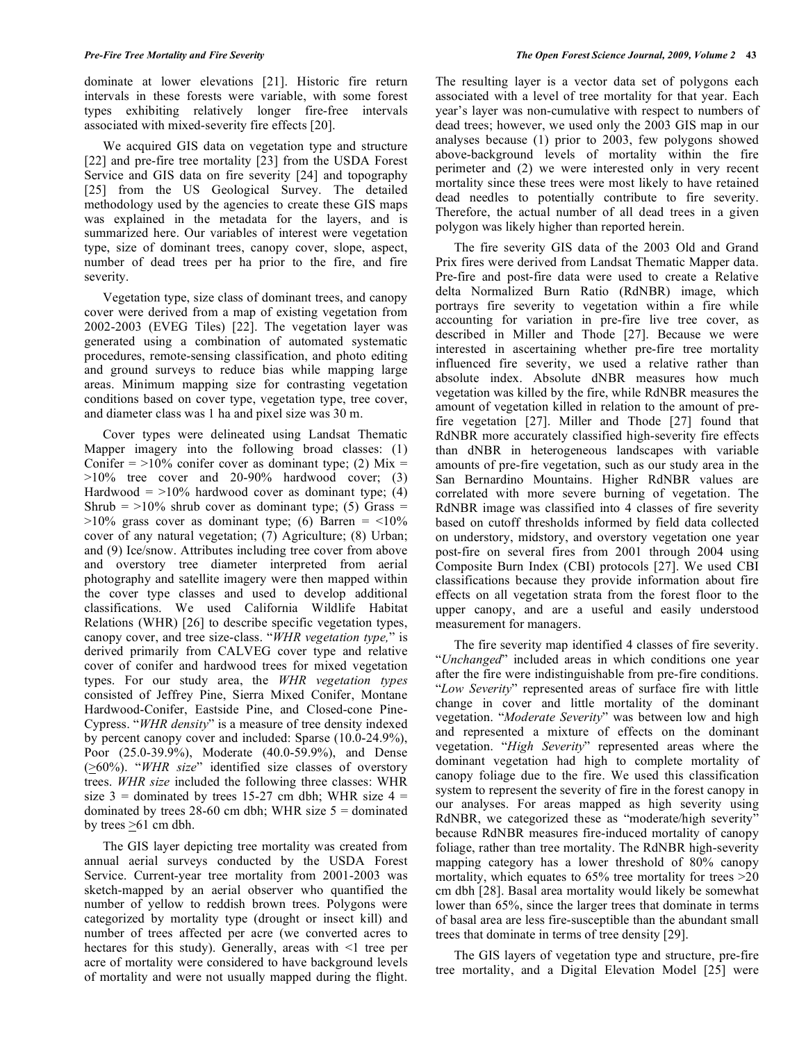dominate at lower elevations [21]. Historic fire return intervals in these forests were variable, with some forest types exhibiting relatively longer fire-free intervals associated with mixed-severity fire effects [20].

We acquired GIS data on vegetation type and structure [22] and pre-fire tree mortality [23] from the USDA Forest Service and GIS data on fire severity [24] and topography [25] from the US Geological Survey. The detailed methodology used by the agencies to create these GIS maps was explained in the metadata for the layers, and is summarized here. Our variables of interest were vegetation type, size of dominant trees, canopy cover, slope, aspect, number of dead trees per ha prior to the fire, and fire severity.

Vegetation type, size class of dominant trees, and canopy cover were derived from a map of existing vegetation from 2002-2003 (EVEG Tiles) [22]. The vegetation layer was generated using a combination of automated systematic procedures, remote-sensing classification, and photo editing and ground surveys to reduce bias while mapping large areas. Minimum mapping size for contrasting vegetation conditions based on cover type, vegetation type, tree cover, and diameter class was 1 ha and pixel size was 30 m.

Cover types were delineated using Landsat Thematic Mapper imagery into the following broad classes: (1) Conifer = >10% conifer cover as dominant type; (2) Mix = >10% tree cover and 20-90% hardwood cover; (3) Hardwood = >10% hardwood cover as dominant type; (4) Shrub = >10% shrub cover as dominant type; (5) Grass = >10% grass cover as dominant type; (6) Barren = <10% cover of any natural vegetation; (7) Agriculture; (8) Urban; and (9) Ice/snow. Attributes including tree cover from above and overstory tree diameter interpreted from aerial photography and satellite imagery were then mapped within the cover type classes and used to develop additional classifications. We used California Wildlife Habitat Relations (WHR) [26] to describe specific vegetation types, canopy cover, and tree size-class. "*WHR vegetation type,*" is derived primarily from CALVEG cover type and relative cover of conifer and hardwood trees for mixed vegetation types. For our study area, the *WHR vegetation types* consisted of Jeffrey Pine, Sierra Mixed Conifer, Montane Hardwood-Conifer, Eastside Pine, and Closed-cone Pine-Cypress. "*WHR density*" is a measure of tree density indexed by percent canopy cover and included: Sparse (10.0-24.9%), Poor (25.0-39.9%), Moderate (40.0-59.9%), and Dense (≥60%). "*WHR size*" identified size classes of overstory trees. *WHR size* included the following three classes: WHR size 3 = dominated by trees 15-27 cm dbh; WHR size 4 = dominated by trees 28-60 cm dbh; WHR size 5 = dominated by trees ≥61 cm dbh.

The GIS layer depicting tree mortality was created from annual aerial surveys conducted by the USDA Forest Service. Current-year tree mortality from 2001-2003 was sketch-mapped by an aerial observer who quantified the number of yellow to reddish brown trees. Polygons were categorized by mortality type (drought or insect kill) and number of trees affected per acre (we converted acres to hectares for this study). Generally, areas with <1 tree per acre of mortality were considered to have background levels of mortality and were not usually mapped during the flight. The resulting layer is a vector data set of polygons each associated with a level of tree mortality for that year. Each year's layer was non-cumulative with respect to numbers of dead trees; however, we used only the 2003 GIS map in our analyses because (1) prior to 2003, few polygons showed above-background levels of mortality within the fire perimeter and (2) we were interested only in very recent mortality since these trees were most likely to have retained dead needles to potentially contribute to fire severity. Therefore, the actual number of all dead trees in a given polygon was likely higher than reported herein.

The fire severity GIS data of the 2003 Old and Grand Prix fires were derived from Landsat Thematic Mapper data. Pre-fire and post-fire data were used to create a Relative delta Normalized Burn Ratio (RdNBR) image, which portrays fire severity to vegetation within a fire while accounting for variation in pre-fire live tree cover, as described in Miller and Thode [27]. Because we were interested in ascertaining whether pre-fire tree mortality influenced fire severity, we used a relative rather than absolute index. Absolute dNBR measures how much vegetation was killed by the fire, while RdNBR measures the amount of vegetation killed in relation to the amount of pre-fire vegetation [27]. Miller and Thode [27] found that RdNBR more accurately classified high-severity fire effects than dNBR in heterogeneous landscapes with variable amounts of pre-fire vegetation, such as our study area in the San Bernardino Mountains. Higher RdNBR values are correlated with more severe burning of vegetation. The RdNBR image was classified into 4 classes of fire severity based on cutoff thresholds informed by field data collected on understory, midstory, and overstory vegetation one year post-fire on several fires from 2001 through 2004 using Composite Burn Index (CBI) protocols [27]. We used CBI classifications because they provide information about fire effects on all vegetation strata from the forest floor to the upper canopy, and are a useful and easily understood measurement for managers.

The fire severity map identified 4 classes of fire severity. "*Unchanged*" included areas in which conditions one year after the fire were indistinguishable from pre-fire conditions. "*Low Severity*" represented areas of surface fire with little change in cover and little mortality of the dominant vegetation. "*Moderate Severity*" was between low and high and represented a mixture of effects on the dominant vegetation. "*High Severity*" represented areas where the dominant vegetation had high to complete mortality of canopy foliage due to the fire. We used this classification system to represent the severity of fire in the forest canopy in our analyses. For areas mapped as high severity using RdNBR, we categorized these as "moderate/high severity" because RdNBR measures fire-induced mortality of canopy foliage, rather than tree mortality. The RdNBR high-severity mapping category has a lower threshold of 80% canopy mortality, which equates to 65% tree mortality for trees >20 cm dbh [28]. Basal area mortality would likely be somewhat lower than 65%, since the larger trees that dominate in terms of basal area are less fire-susceptible than the abundant small trees that dominate in terms of tree density [29].

The GIS layers of vegetation type and structure, pre-fire tree mortality, and a Digital Elevation Model [25] were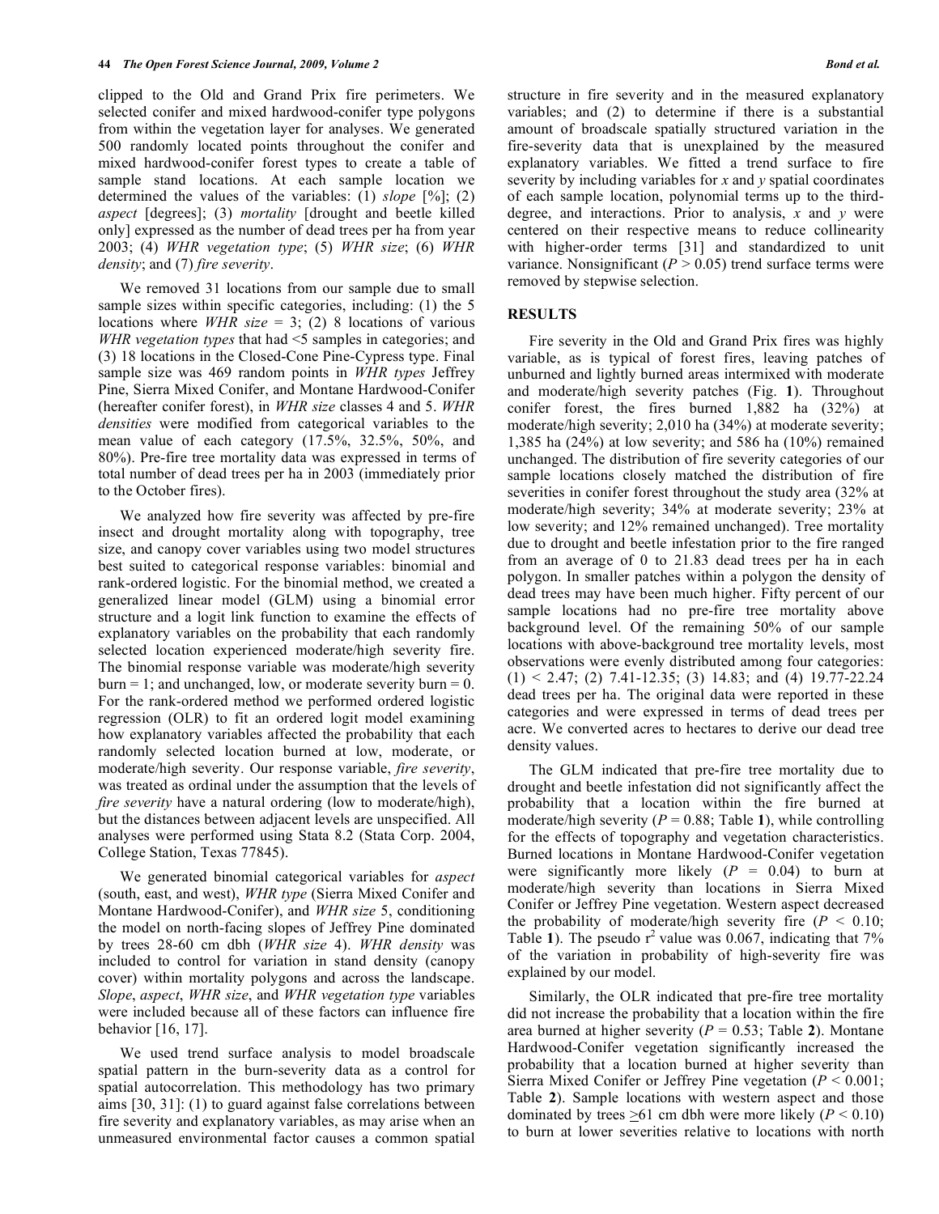clipped to the Old and Grand Prix fire perimeters. We selected conifer and mixed hardwood-conifer type polygons from within the vegetation layer for analyses. We generated 500 randomly located points throughout the conifer and mixed hardwood-conifer forest types to create a table of sample stand locations. At each sample location we determined the values of the variables: (1) *slope* [%]; (2) *aspect* [degrees]; (3) *mortality* [drought and beetle killed only] expressed as the number of dead trees per ha from year 2003; (4) *WHR vegetation type*; (5) *WHR size*; (6) *WHR density*; and (7) *fire severity*.

We removed 31 locations from our sample due to small sample sizes within specific categories, including: (1) the 5 locations where *WHR size* = 3; (2) 8 locations of various *WHR vegetation types* that had <5 samples in categories; and (3) 18 locations in the Closed-Cone Pine-Cypress type. Final sample size was 469 random points in *WHR types* Jeffrey Pine, Sierra Mixed Conifer, and Montane Hardwood-Conifer (hereafter conifer forest), in *WHR size* classes 4 and 5. *WHR densities* were modified from categorical variables to the mean value of each category (17.5%, 32.5%, 50%, and 80%). Pre-fire tree mortality data was expressed in terms of total number of dead trees per ha in 2003 (immediately prior to the October fires).

We analyzed how fire severity was affected by pre-fire insect and drought mortality along with topography, tree size, and canopy cover variables using two model structures best suited to categorical response variables: binomial and rank-ordered logistic. For the binomial method, we created a generalized linear model (GLM) using a binomial error structure and a logit link function to examine the effects of explanatory variables on the probability that each randomly selected location experienced moderate/high severity fire. The binomial response variable was moderate/high severity burn = 1; and unchanged, low, or moderate severity burn = 0. For the rank-ordered method we performed ordered logistic regression (OLR) to fit an ordered logit model examining how explanatory variables affected the probability that each randomly selected location burned at low, moderate, or moderate/high severity. Our response variable, *fire severity*, was treated as ordinal under the assumption that the levels of *fire severity* have a natural ordering (low to moderate/high), but the distances between adjacent levels are unspecified. All analyses were performed using Stata 8.2 (Stata Corp. 2004, College Station, Texas 77845).

We generated binomial categorical variables for *aspect* (south, east, and west), *WHR type* (Sierra Mixed Conifer and Montane Hardwood-Conifer), and *WHR size* 5, conditioning the model on north-facing slopes of Jeffrey Pine dominated by trees 28-60 cm dbh (*WHR size* 4). *WHR density* was included to control for variation in stand density (canopy cover) within mortality polygons and across the landscape. *Slope*, *aspect*, *WHR size*, and *WHR vegetation type* variables were included because all of these factors can influence fire behavior [16, 17].

We used trend surface analysis to model broadscale spatial pattern in the burn-severity data as a control for spatial autocorrelation. This methodology has two primary aims [30, 31]: (1) to guard against false correlations between fire severity and explanatory variables, as may arise when an unmeasured environmental factor causes a common spatial structure in fire severity and in the measured explanatory variables; and (2) to determine if there is a substantial amount of broadscale spatially structured variation in the fire-severity data that is unexplained by the measured explanatory variables. We fitted a trend surface to fire severity by including variables for $x$ and $y$ spatial coordinates of each sample location, polynomial terms up to the third-degree, and interactions. Prior to analysis, $x$ and $y$ were centered on their respective means to reduce collinearity with higher-order terms [31] and standardized to unit variance. Nonsignificant ($P > 0.05$) trend surface terms were removed by stepwise selection.

## RESULTS

Fire severity in the Old and Grand Prix fires was highly variable, as is typical of forest fires, leaving patches of unburned and lightly burned areas intermixed with moderate and moderate/high severity patches (Fig. **1**). Throughout conifer forest, the fires burned 1,882 ha (32%) at moderate/high severity; 2,010 ha (34%) at moderate severity; 1,385 ha (24%) at low severity; and 586 ha (10%) remained unchanged. The distribution of fire severity categories of our sample locations closely matched the distribution of fire severities in conifer forest throughout the study area (32% at moderate/high severity; 34% at moderate severity; 23% at low severity; and 12% remained unchanged). Tree mortality due to drought and beetle infestation prior to the fire ranged from an average of 0 to 21.83 dead trees per ha in each polygon. In smaller patches within a polygon the density of dead trees may have been much higher. Fifty percent of our sample locations had no pre-fire tree mortality above background level. Of the remaining 50% of our sample locations with above-background tree mortality levels, most observations were evenly distributed among four categories: (1) < 2.47; (2) 7.41-12.35; (3) 14.83; and (4) 19.77-22.24 dead trees per ha. The original data were reported in these categories and were expressed in terms of dead trees per acre. We converted acres to hectares to derive our dead tree density values.

The GLM indicated that pre-fire tree mortality due to drought and beetle infestation did not significantly affect the probability that a location within the fire burned at moderate/high severity ($P = 0.88$; Table **1**), while controlling for the effects of topography and vegetation characteristics. Burned locations in Montane Hardwood-Conifer vegetation were significantly more likely ($P = 0.04$) to burn at moderate/high severity than locations in Sierra Mixed Conifer or Jeffrey Pine vegetation. Western aspect decreased the probability of moderate/high severity fire ($P < 0.10$; Table **1**). The pseudo $r^2$ value was 0.067, indicating that 7% of the variation in probability of high-severity fire was explained by our model.

Similarly, the OLR indicated that pre-fire tree mortality did not increase the probability that a location within the fire area burned at higher severity ($P = 0.53$; Table **2**). Montane Hardwood-Conifer vegetation significantly increased the probability that a location burned at higher severity than Sierra Mixed Conifer or Jeffrey Pine vegetation ($P < 0.001$; Table **2**). Sample locations with western aspect and those dominated by trees $\geq$61 cm dbh were more likely ($P < 0.10$) to burn at lower severities relative to locations with north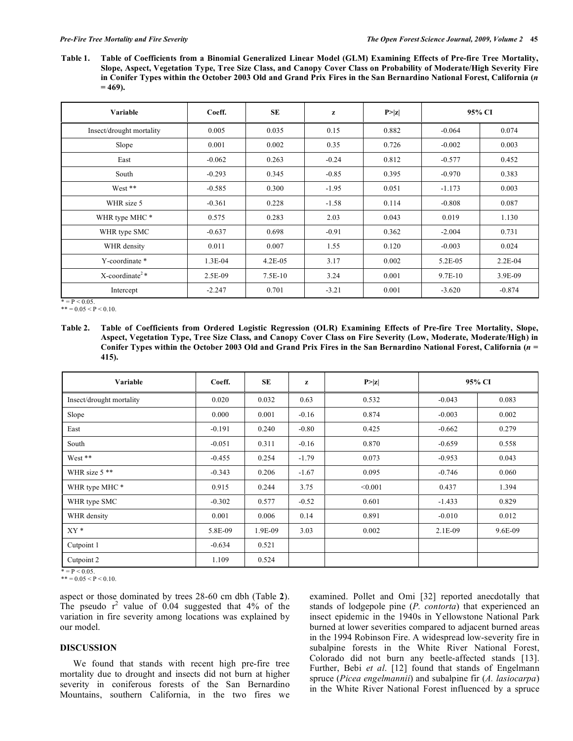**Table 1. Table of Coefficients from a Binomial Generalized Linear Model (GLM) Examining Effects of Pre-fire Tree Mortality, Slope, Aspect, Vegetation Type, Tree Size Class, and Canopy Cover Class on Probability of Moderate/High Severity Fire in Conifer Types within the October 2003 Old and Grand Prix Fires in the San Bernardino National Forest, California (*n* = 469).**

| Variable | Coeff. | SE | z | P>\|z\| | 95% CI | |
|---|---|---|---|---|---|---|
| Insect/drought mortality | 0.005 | 0.035 | 0.15 | 0.882 | -0.064 | 0.074 |
| Slope | 0.001 | 0.002 | 0.35 | 0.726 | -0.002 | 0.003 |
| East | -0.062 | 0.263 | -0.24 | 0.812 | -0.577 | 0.452 |
| South | -0.293 | 0.345 | -0.85 | 0.395 | -0.970 | 0.383 |
| West ** | -0.585 | 0.300 | -1.95 | 0.051 | -1.173 | 0.003 |
| WHR size 5 | -0.361 | 0.228 | -1.58 | 0.114 | -0.808 | 0.087 |
| WHR type MHC * | 0.575 | 0.283 | 2.03 | 0.043 | 0.019 | 1.130 |
| WHR type SMC | -0.637 | 0.698 | -0.91 | 0.362 | -2.004 | 0.731 |
| WHR density | 0.011 | 0.007 | 1.55 | 0.120 | -0.003 | 0.024 |
| Y-coordinate * | 1.3E-04 | 4.2E-05 | 3.17 | 0.002 | 5.2E-05 | 2.2E-04 |
| X-coordinate$^2$ * | 2.5E-09 | 7.5E-10 | 3.24 | 0.001 | 9.7E-10 | 3.9E-09 |
| Intercept | -2.247 | 0.701 | -3.21 | 0.001 | -3.620 | -0.874 |

* = P < 0.05.
** = 0.05 < P < 0.10.

**Table 2. Table of Coefficients from Ordered Logistic Regression (OLR) Examining Effects of Pre-fire Tree Mortality, Slope, Aspect, Vegetation Type, Tree Size Class, and Canopy Cover Class on Fire Severity (Low, Moderate, Moderate/High) in Conifer Types within the October 2003 Old and Grand Prix Fires in the San Bernardino National Forest, California (*n* = 415).**

| Variable | Coeff. | SE | z | P>\|z\| | 95% CI | |
|---|---|---|---|---|---|---|
| Insect/drought mortality | 0.020 | 0.032 | 0.63 | 0.532 | -0.043 | 0.083 |
| Slope | 0.000 | 0.001 | -0.16 | 0.874 | -0.003 | 0.002 |
| East | -0.191 | 0.240 | -0.80 | 0.425 | -0.662 | 0.279 |
| South | -0.051 | 0.311 | -0.16 | 0.870 | -0.659 | 0.558 |
| West ** | -0.455 | 0.254 | -1.79 | 0.073 | -0.953 | 0.043 |
| WHR size 5 ** | -0.343 | 0.206 | -1.67 | 0.095 | -0.746 | 0.060 |
| WHR type MHC * | 0.915 | 0.244 | 3.75 | <0.001 | 0.437 | 1.394 |
| WHR type SMC | -0.302 | 0.577 | -0.52 | 0.601 | -1.433 | 0.829 |
| WHR density | 0.001 | 0.006 | 0.14 | 0.891 | -0.010 | 0.012 |
| XY * | 5.8E-09 | 1.9E-09 | 3.03 | 0.002 | 2.1E-09 | 9.6E-09 |
| Cutpoint 1 | -0.634 | 0.521 | | | | |
| Cutpoint 2 | 1.109 | 0.524 | | | | |

* = P < 0.05.
** = 0.05 < P < 0.10.

aspect or those dominated by trees 28-60 cm dbh (Table **2**). The pseudo $r^2$ value of 0.04 suggested that 4% of the variation in fire severity among locations was explained by our model.

## DISCUSSION

We found that stands with recent high pre-fire tree mortality due to drought and insects did not burn at higher severity in coniferous forests of the San Bernardino Mountains, southern California, in the two fires we examined. Pollet and Omi [32] reported anecdotally that stands of lodgepole pine (*P. contorta*) that experienced an insect epidemic in the 1940s in Yellowstone National Park burned at lower severities compared to adjacent burned areas in the 1994 Robinson Fire. A widespread low-severity fire in subalpine forests in the White River National Forest, Colorado did not burn any beetle-affected stands [13]. Further, Bebi *et al*. [12] found that stands of Engelmann spruce (*Picea engelmannii*) and subalpine fir (*A. lasiocarpa*) in the White River National Forest influenced by a spruce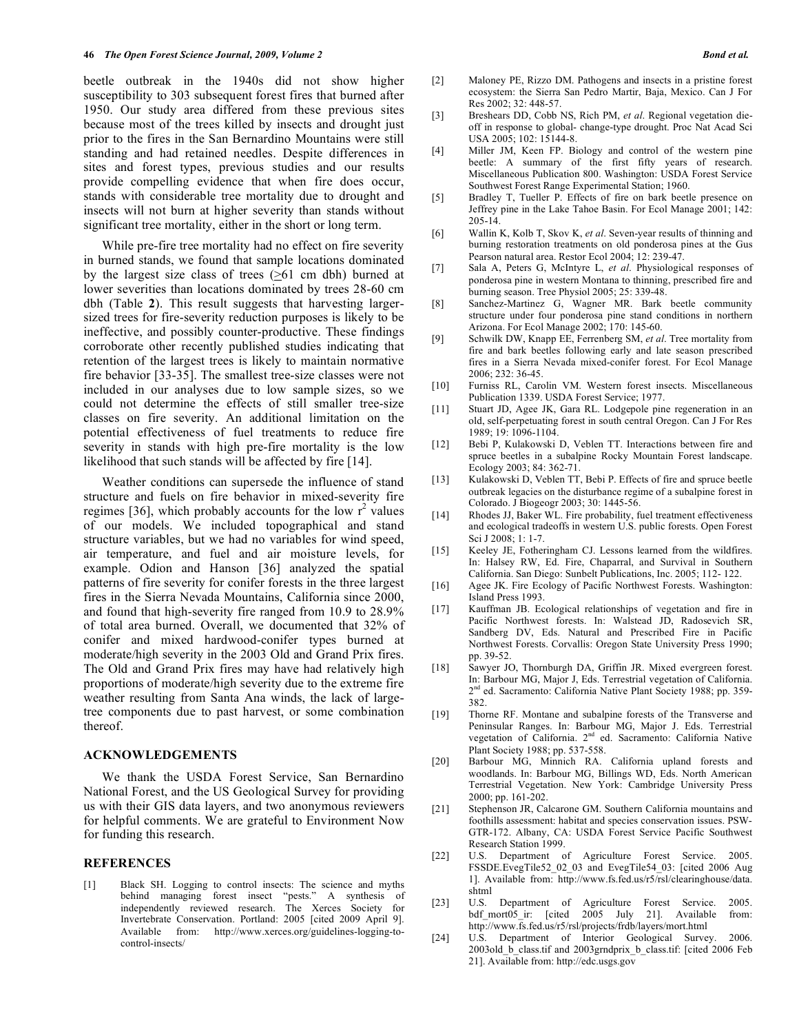beetle outbreak in the 1940s did not show higher susceptibility to 303 subsequent forest fires that burned after 1950. Our study area differed from these previous sites because most of the trees killed by insects and drought just prior to the fires in the San Bernardino Mountains were still standing and had retained needles. Despite differences in sites and forest types, previous studies and our results provide compelling evidence that when fire does occur, stands with considerable tree mortality due to drought and insects will not burn at higher severity than stands without significant tree mortality, either in the short or long term.

While pre-fire tree mortality had no effect on fire severity in burned stands, we found that sample locations dominated by the largest size class of trees ($\geq$61 cm dbh) burned at lower severities than locations dominated by trees 28-60 cm dbh (Table **2**). This result suggests that harvesting larger-sized trees for fire-severity reduction purposes is likely to be ineffective, and possibly counter-productive. These findings corroborate other recently published studies indicating that retention of the largest trees is likely to maintain normative fire behavior [33-35]. The smallest tree-size classes were not included in our analyses due to low sample sizes, so we could not determine the effects of still smaller tree-size classes on fire severity. An additional limitation on the potential effectiveness of fuel treatments to reduce fire severity in stands with high pre-fire mortality is the low likelihood that such stands will be affected by fire [14].

Weather conditions can supersede the influence of stand structure and fuels on fire behavior in mixed-severity fire regimes [36], which probably accounts for the low $r^2$ values of our models. We included topographical and stand structure variables, but we had no variables for wind speed, air temperature, and fuel and air moisture levels, for example. Odion and Hanson [36] analyzed the spatial patterns of fire severity for conifer forests in the three largest fires in the Sierra Nevada Mountains, California since 2000, and found that high-severity fire ranged from 10.9 to 28.9% of total area burned. Overall, we documented that 32% of conifer and mixed hardwood-conifer types burned at moderate/high severity in the 2003 Old and Grand Prix fires. The Old and Grand Prix fires may have had relatively high proportions of moderate/high severity due to the extreme fire weather resulting from Santa Ana winds, the lack of large-tree components due to past harvest, or some combination thereof.

## ACKNOWLEDGEMENTS

We thank the USDA Forest Service, San Bernardino National Forest, and the US Geological Survey for providing us with their GIS data layers, and two anonymous reviewers for helpful comments. We are grateful to Environment Now for funding this research.

## REFERENCES

[1] Black SH. Logging to control insects: The science and myths behind managing forest insect "pests." A synthesis of independently reviewed research. The Xerces Society for Invertebrate Conservation. Portland: 2005 [cited 2009 April 9]. Available from: http://www.xerces.org/guidelines-logging-to-control-insects/

[2] Maloney PE, Rizzo DM. Pathogens and insects in a pristine forest ecosystem: the Sierra San Pedro Martir, Baja, Mexico. Can J For Res 2002; 32: 448-57.

[3] Breshears DD, Cobb NS, Rich PM, *et al*. Regional vegetation die-off in response to global- change-type drought. Proc Nat Acad Sci USA 2005; 102: 15144-8.

[4] Miller JM, Keen FP. Biology and control of the western pine beetle: A summary of the first fifty years of research. Miscellaneous Publication 800. Washington: USDA Forest Service Southwest Forest Range Experimental Station; 1960.

[5] Bradley T, Tueller P. Effects of fire on bark beetle presence on Jeffrey pine in the Lake Tahoe Basin. For Ecol Manage 2001; 142: 205-14.

[6] Wallin K, Kolb T, Skov K, *et al*. Seven-year results of thinning and burning restoration treatments on old ponderosa pines at the Gus Pearson natural area. Restor Ecol 2004; 12: 239-47.

[7] Sala A, Peters G, McIntyre L, *et al*. Physiological responses of ponderosa pine in western Montana to thinning, prescribed fire and burning season. Tree Physiol 2005; 25: 339-48.

[8] Sanchez-Martinez G, Wagner MR. Bark beetle community structure under four ponderosa pine stand conditions in northern Arizona. For Ecol Manage 2002; 170: 145-60.

[9] Schwilk DW, Knapp EE, Ferrenberg SM, *et al*. Tree mortality from fire and bark beetles following early and late season prescribed fires in a Sierra Nevada mixed-conifer forest. For Ecol Manage 2006; 232: 36-45.

[10] Furniss RL, Carolin VM. Western forest insects. Miscellaneous Publication 1339. USDA Forest Service; 1977.

[11] Stuart JD, Agee JK, Gara RL. Lodgepole pine regeneration in an old, self-perpetuating forest in south central Oregon. Can J For Res 1989; 19: 1096-1104.

[12] Bebi P, Kulakowski D, Veblen TT. Interactions between fire and spruce beetles in a subalpine Rocky Mountain Forest landscape. Ecology 2003; 84: 362-71.

[13] Kulakowski D, Veblen TT, Bebi P. Effects of fire and spruce beetle outbreak legacies on the disturbance regime of a subalpine forest in Colorado. J Biogeogr 2003; 30: 1445-56.

[14] Rhodes JJ, Baker WL. Fire probability, fuel treatment effectiveness and ecological tradeoffs in western U.S. public forests. Open Forest Sci J 2008; 1: 1-7.

[15] Keeley JE, Fotheringham CJ. Lessons learned from the wildfires. In: Halsey RW, Ed. Fire, Chaparral, and Survival in Southern California. San Diego: Sunbelt Publications, Inc. 2005; 112- 122.

[16] Agee JK. Fire Ecology of Pacific Northwest Forests. Washington: Island Press 1993.

[17] Kauffman JB. Ecological relationships of vegetation and fire in Pacific Northwest forests. In: Walstead JD, Radosevich SR, Sandberg DV, Eds. Natural and Prescribed Fire in Pacific Northwest Forests. Corvallis: Oregon State University Press 1990; pp. 39-52.

[18] Sawyer JO, Thornburgh DA, Griffin JR. Mixed evergreen forest. In: Barbour MG, Major J, Eds. Terrestrial vegetation of California. 2nd ed. Sacramento: California Native Plant Society 1988; pp. 359-382.

[19] Thorne RF. Montane and subalpine forests of the Transverse and Peninsular Ranges. In: Barbour MG, Major J. Eds. Terrestrial vegetation of California. 2nd ed. Sacramento: California Native Plant Society 1988; pp. 537-558.

[20] Barbour MG, Minnich RA. California upland forests and woodlands. In: Barbour MG, Billings WD, Eds. North American Terrestrial Vegetation. New York: Cambridge University Press 2000; pp. 161-202.

[21] Stephenson JR, Calcarone GM. Southern California mountains and foothills assessment: habitat and species conservation issues. PSW-GTR-172. Albany, CA: USDA Forest Service Pacific Southwest Research Station 1999.

[22] U.S. Department of Agriculture Forest Service. 2005. FSSDE.EvegTile52_02_03 and EvegTile54_03: [cited 2006 Aug 1]. Available from: http://www.fs.fed.us/r5/rsl/clearinghouse/data.shtml

[23] U.S. Department of Agriculture Forest Service. 2005. bdf_mort05_ir: [cited 2005 July 21]. Available from: http://www.fs.fed.us/r5/rsl/projects/frdb/layers/mort.html

[24] U.S. Department of Interior Geological Survey. 2006. 2003old_b_class.tif and 2003grndprix_b_class.tif: [cited 2006 Feb 21]. Available from: http://edc.usgs.gov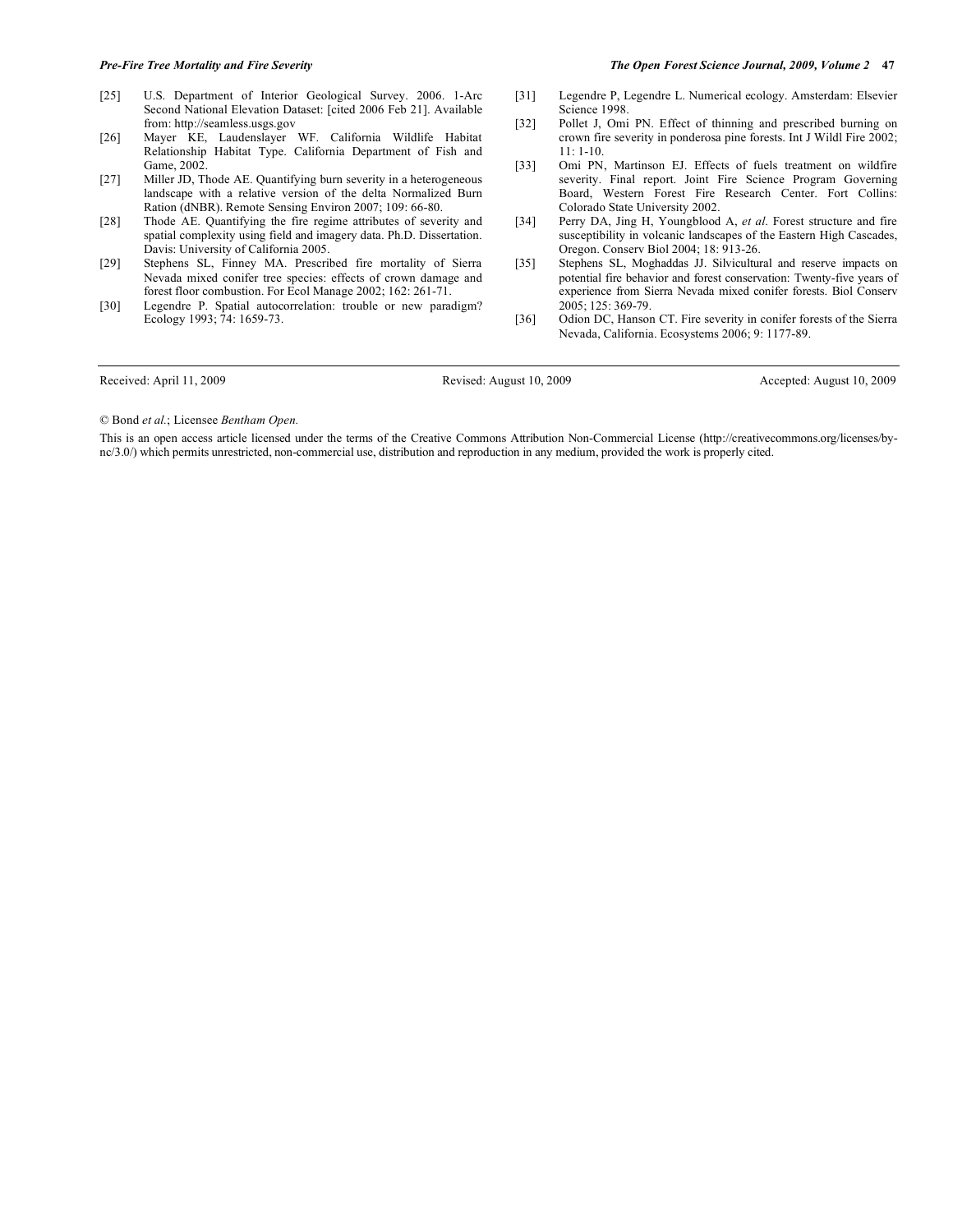[25] U.S. Department of Interior Geological Survey. 2006. 1-Arc Second National Elevation Dataset: [cited 2006 Feb 21]. Available from: http://seamless.usgs.gov

[26] Mayer KE, Laudenslayer WF. California Wildlife Habitat Relationship Habitat Type. California Department of Fish and Game, 2002.

[27] Miller JD, Thode AE. Quantifying burn severity in a heterogeneous landscape with a relative version of the delta Normalized Burn Ration (dNBR). Remote Sensing Environ 2007; 109: 66-80.

[28] Thode AE. Quantifying the fire regime attributes of severity and spatial complexity using field and imagery data. Ph.D. Dissertation. Davis: University of California 2005.

[29] Stephens SL, Finney MA. Prescribed fire mortality of Sierra Nevada mixed conifer tree species: effects of crown damage and forest floor combustion. For Ecol Manage 2002; 162: 261-71.

[30] Legendre P. Spatial autocorrelation: trouble or new paradigm? Ecology 1993; 74: 1659-73.

[31] Legendre P, Legendre L. Numerical ecology. Amsterdam: Elsevier Science 1998.

[32] Pollet J, Omi PN. Effect of thinning and prescribed burning on crown fire severity in ponderosa pine forests. Int J Wildl Fire 2002; 11: 1-10.

[33] Omi PN, Martinson EJ. Effects of fuels treatment on wildfire severity. Final report. Joint Fire Science Program Governing Board, Western Forest Fire Research Center. Fort Collins: Colorado State University 2002.

[34] Perry DA, Jing H, Youngblood A, *et al*. Forest structure and fire susceptibility in volcanic landscapes of the Eastern High Cascades, Oregon. Conserv Biol 2004; 18: 913-26.

[35] Stephens SL, Moghaddas JJ. Silvicultural and reserve impacts on potential fire behavior and forest conservation: Twenty-five years of experience from Sierra Nevada mixed conifer forests. Biol Conserv 2005; 125: 369-79.

[36] Odion DC, Hanson CT. Fire severity in conifer forests of the Sierra Nevada, California. Ecosystems 2006; 9: 1177-89.

Received: April 11, 2009 Revised: August 10, 2009 Accepted: August 10, 2009

© Bond *et al.*; Licensee *Bentham Open.*

This is an open access article licensed under the terms of the Creative Commons Attribution Non-Commercial License (http://creativecommons.org/licenses/by-nc/3.0/) which permits unrestricted, non-commercial use, distribution and reproduction in any medium, provided the work is properly cited.